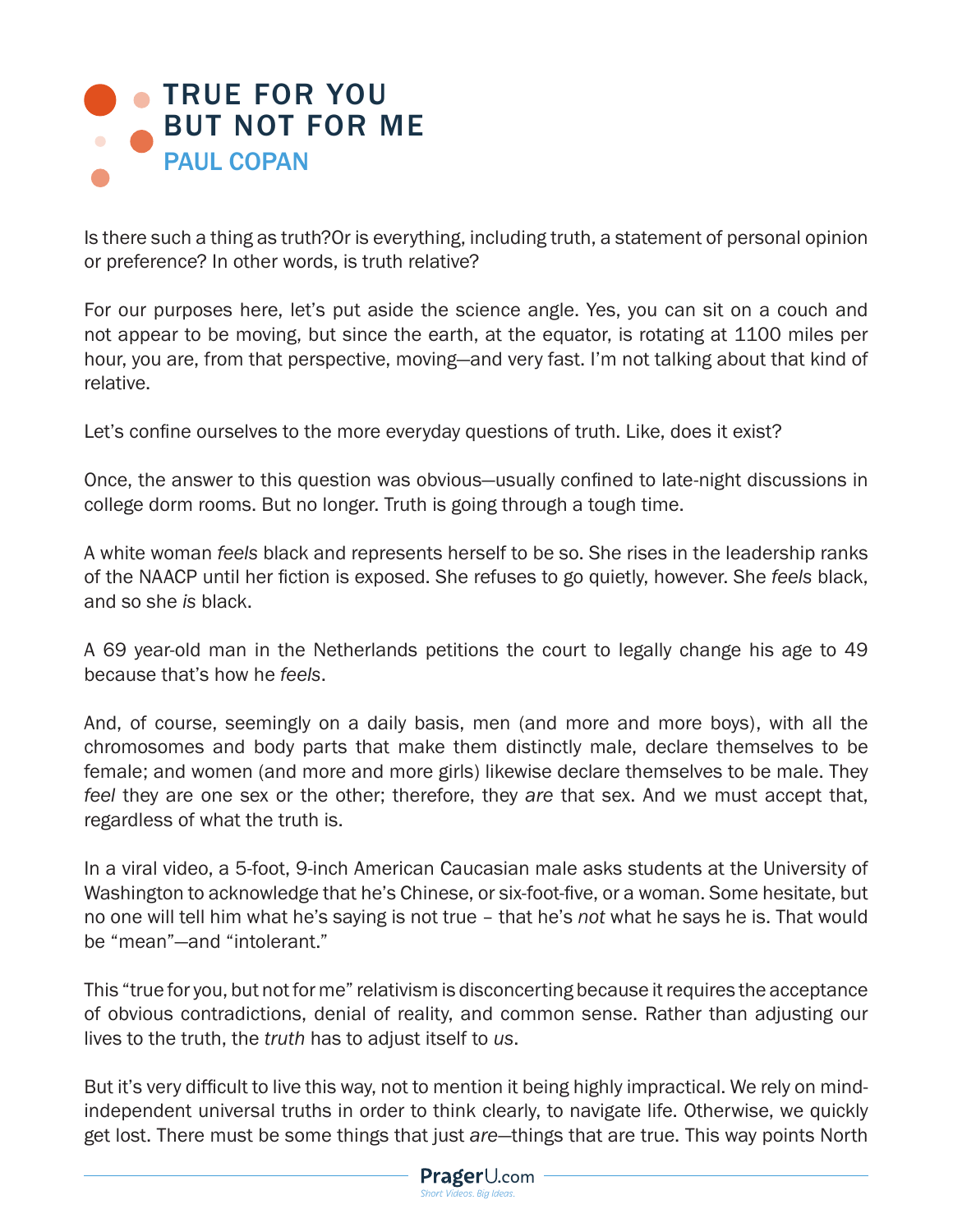# TRUE FOR YOU BUT NOT FOR ME

## PAUL COPAN

Is there such a thing as truth?Or is everything, including truth, a statement of personal opinion or preference? In other words, is truth relative?

For our purposes here, let's put aside the science angle. Yes, you can sit on a couch and not appear to be moving, but since the earth, at the equator, is rotating at 1100 miles per hour, you are, from that perspective, moving—and very fast. I'm not talking about that kind of relative.

Let's confine ourselves to the more everyday questions of truth. Like, does it exist?

Once, the answer to this question was obvious—usually confined to late-night discussions in college dorm rooms. But no longer. Truth is going through a tough time.

A white woman *feels* black and represents herself to be so. She rises in the leadership ranks of the NAACP until her fiction is exposed. She refuses to go quietly, however. She *feels* black, and so she *is* black.

A 69 year-old man in the Netherlands petitions the court to legally change his age to 49 because that's how he *feels*.

And, of course, seemingly on a daily basis, men (and more and more boys), with all the chromosomes and body parts that make them distinctly male, declare themselves to be female; and women (and more and more girls) likewise declare themselves to be male. They *feel* they are one sex or the other; therefore, they *are* that sex. And we must accept that, regardless of what the truth is.

In a viral video, a 5-foot, 9-inch American Caucasian male asks students at the University of Washington to acknowledge that he's Chinese, or six-foot-five, or a woman. Some hesitate, but no one will tell him what he's saying is not true – that he's *not* what he says he is. That would be "mean"—and "intolerant."

This "true for you, but not for me" relativism is disconcerting because it requires the acceptance of obvious contradictions, denial of reality, and common sense. Rather than adjusting our lives to the truth, the *truth* has to adjust itself to *us*.

But it's very difficult to live this way, not to mention it being highly impractical. We rely on mind-independent universal truths in order to think clearly, to navigate life. Otherwise, we quickly get lost. There must be some things that just *are*—things that are true. This way points North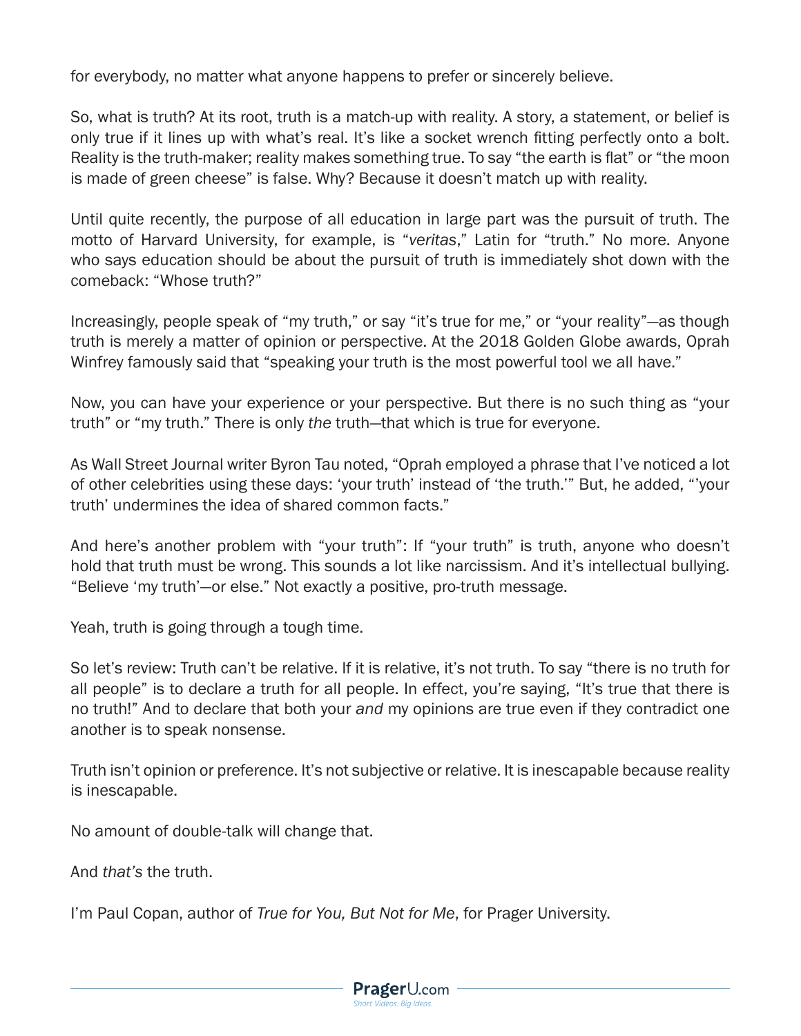for everybody, no matter what anyone happens to prefer or sincerely believe.

So, what is truth? At its root, truth is a match-up with reality. A story, a statement, or belief is only true if it lines up with what's real. It's like a socket wrench fitting perfectly onto a bolt. Reality is the truth-maker; reality makes something true. To say "the earth is flat" or "the moon is made of green cheese" is false. Why? Because it doesn't match up with reality.

Until quite recently, the purpose of all education in large part was the pursuit of truth. The motto of Harvard University, for example, is "*veritas*," Latin for "truth." No more. Anyone who says education should be about the pursuit of truth is immediately shot down with the comeback: "Whose truth?"

Increasingly, people speak of "my truth," or say "it's true for me," or "your reality"—as though truth is merely a matter of opinion or perspective. At the 2018 Golden Globe awards, Oprah Winfrey famously said that "speaking your truth is the most powerful tool we all have."

Now, you can have your experience or your perspective. But there is no such thing as "your truth" or "my truth." There is only *the* truth—that which is true for everyone.

As Wall Street Journal writer Byron Tau noted, "Oprah employed a phrase that I've noticed a lot of other celebrities using these days: 'your truth' instead of 'the truth.'" But, he added, "'your truth' undermines the idea of shared common facts."

And here's another problem with "your truth": If "your truth" is truth, anyone who doesn't hold that truth must be wrong. This sounds a lot like narcissism. And it's intellectual bullying. "Believe 'my truth'—or else." Not exactly a positive, pro-truth message.

Yeah, truth is going through a tough time.

So let's review: Truth can't be relative. If it is relative, it's not truth. To say "there is no truth for all people" is to declare a truth for all people. In effect, you're saying, "It's true that there is no truth!" And to declare that both your *and* my opinions are true even if they contradict one another is to speak nonsense.

Truth isn't opinion or preference. It's not subjective or relative. It is inescapable because reality is inescapable.

No amount of double-talk will change that.

And *that's* the truth.

I'm Paul Copan, author of *True for You, But Not for Me*, for Prager University.